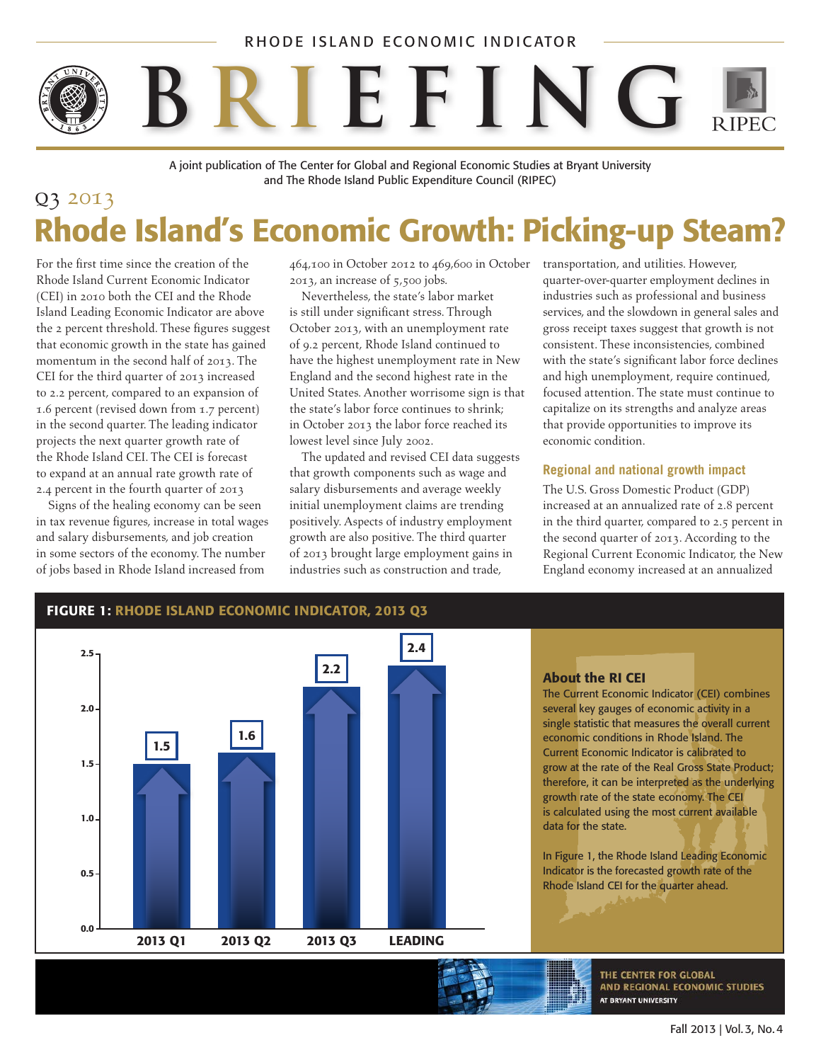RHODE ISLAND ECONOMIC INDICATOR

# BRIEFING

A joint publication of The Center for Global and Regional Economic Studies at Bryant University and The Rhode Island Public Expenditure Council (RIPEC)

Q3 2013

# Rhode Island's Economic Growth: Picking-up Steam?

For the first time since the creation of the Rhode Island Current Economic Indicator (CEI) in 2010 both the CEI and the Rhode Island Leading Economic Indicator are above the 2 percent threshold. These figures suggest that economic growth in the state has gained momentum in the second half of 2013. The CEI for the third quarter of 2013 increased to 2.2 percent, compared to an expansion of 1.6 percent (revised down from 1.7 percent) in the second quarter. The leading indicator projects the next quarter growth rate of the Rhode Island CEI. The CEI is forecast to expand at an annual rate growth rate of 2.4 percent in the fourth quarter of 2013

Signs of the healing economy can be seen in tax revenue figures, increase in total wages and salary disbursements, and job creation in some sectors of the economy. The number of jobs based in Rhode Island increased from 464,100 in October 2012 to 469,600 in October 2013, an increase of 5,500 jobs.

Nevertheless, the state's labor market is still under significant stress. Through October 2013, with an unemployment rate of 9.2 percent, Rhode Island continued to have the highest unemployment rate in New England and the second highest rate in the United States. Another worrisome sign is that the state's labor force continues to shrink; in October 2013 the labor force reached its lowest level since July 2002.

The updated and revised CEI data suggests that growth components such as wage and salary disbursements and average weekly initial unemployment claims are trending positively. Aspects of industry employment growth are also positive. The third quarter of 2013 brought large employment gains in industries such as construction and trade, transportation, and utilities. However, quarter-over-quarter employment declines in industries such as professional and business services, and the slowdown in general sales and gross receipt taxes suggest that growth is not consistent. These inconsistencies, combined with the state's significant labor force declines and high unemployment, require continued, focused attention. The state must continue to capitalize on its strengths and analyze areas that provide opportunities to improve its economic condition.

### Regional and national growth impact

The U.S. Gross Domestic Product (GDP) increased at an annualized rate of 2.8 percent in the third quarter, compared to 2.5 percent in the second quarter of 2013. According to the Regional Current Economic Indicator, the New England economy increased at an annualized

**FIGURE 1: RHODE ISLAND ECONOMIC INDICATOR, 2013 Q3**

| | 2013 Q1 | 2013 Q2 | 2013 Q3 | LEADING |
|---|---|---|---|---|
| Growth rate | 1.5 | 1.6 | 2.2 | 2.4 |

### About the RI CEI

The Current Economic Indicator (CEI) combines several key gauges of economic activity in a single statistic that measures the overall current economic conditions in Rhode Island. The Current Economic Indicator is calibrated to grow at the rate of the Real Gross State Product; therefore, it can be interpreted as the underlying growth rate of the state economy. The CEI is calculated using the most current available data for the state.

In Figure 1, the Rhode Island Leading Economic Indicator is the forecasted growth rate of the Rhode Island CEI for the quarter ahead.

THE CENTER FOR GLOBAL AND REGIONAL ECONOMIC STUDIES AT BRYANT UNIVERSITY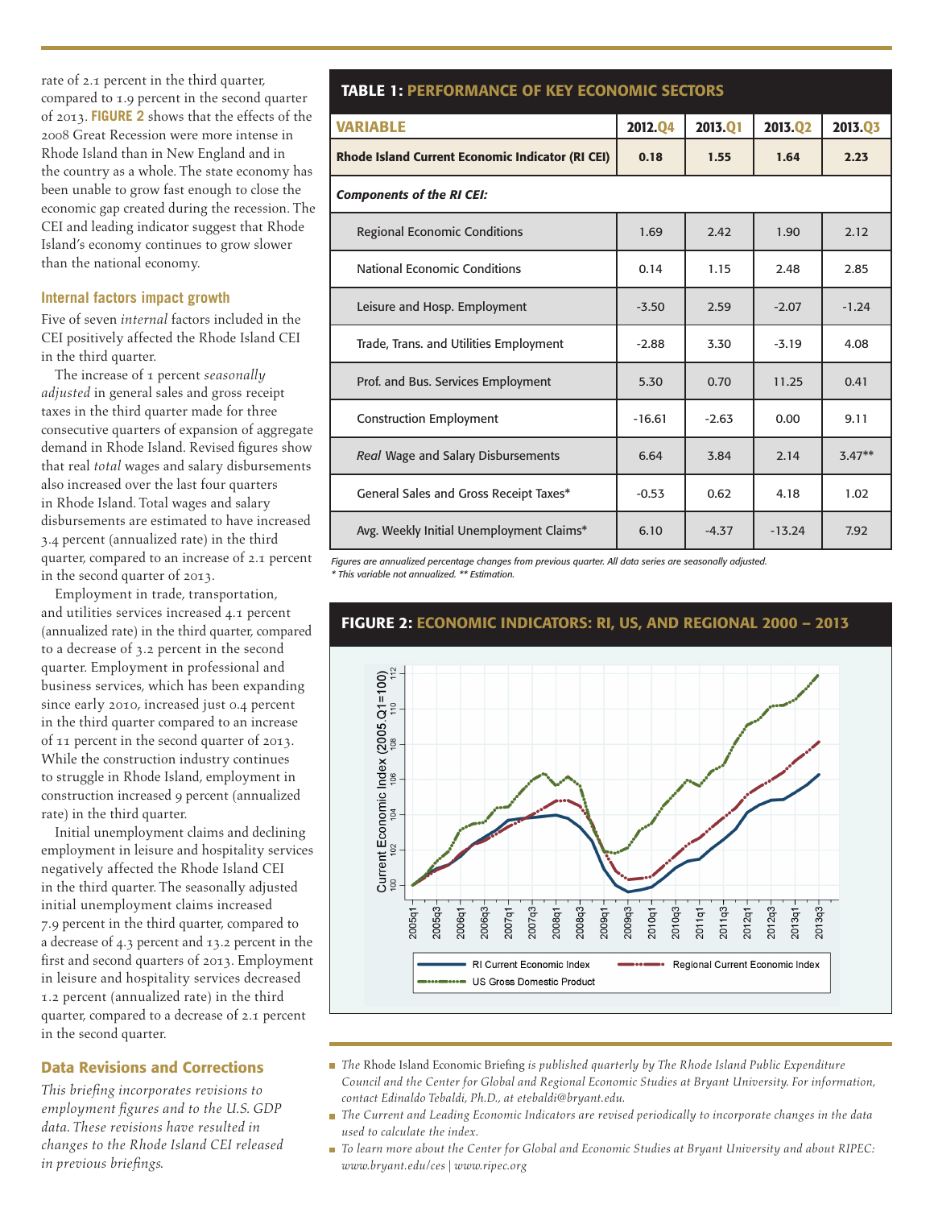rate of 2.1 percent in the third quarter, compared to 1.9 percent in the second quarter of 2013. **FIGURE 2** shows that the effects of the 2008 Great Recession were more intense in Rhode Island than in New England and in the country as a whole. The state economy has been unable to grow fast enough to close the economic gap created during the recession. The CEI and leading indicator suggest that Rhode Island's economy continues to grow slower than the national economy.

### Internal factors impact growth

Five of seven *internal* factors included in the CEI positively affected the Rhode Island CEI in the third quarter.

The increase of 1 percent *seasonally adjusted* in general sales and gross receipt taxes in the third quarter made for three consecutive quarters of expansion of aggregate demand in Rhode Island. Revised figures show that real *total* wages and salary disbursements also increased over the last four quarters in Rhode Island. Total wages and salary disbursements are estimated to have increased 3.4 percent (annualized rate) in the third quarter, compared to an increase of 2.1 percent in the second quarter of 2013.

Employment in trade, transportation, and utilities services increased 4.1 percent (annualized rate) in the third quarter, compared to a decrease of 3.2 percent in the second quarter. Employment in professional and business services, which has been expanding since early 2010, increased just 0.4 percent in the third quarter compared to an increase of 11 percent in the second quarter of 2013. While the construction industry continues to struggle in Rhode Island, employment in construction increased 9 percent (annualized rate) in the third quarter.

Initial unemployment claims and declining employment in leisure and hospitality services negatively affected the Rhode Island CEI in the third quarter. The seasonally adjusted initial unemployment claims increased 7.9 percent in the third quarter, compared to a decrease of 4.3 percent and 13.2 percent in the first and second quarters of 2013. Employment in leisure and hospitality services decreased 1.2 percent (annualized rate) in the third quarter, compared to a decrease of 2.1 percent in the second quarter.

### Data Revisions and Corrections

*This briefing incorporates revisions to employment figures and to the U.S. GDP data. These revisions have resulted in changes to the Rhode Island CEI released in previous briefings.*

## TABLE 1: PERFORMANCE OF KEY ECONOMIC SECTORS

| VARIABLE | 2012.Q4 | 2013.Q1 | 2013.Q2 | 2013.Q3 |
|---|---|---|---|---|
| **Rhode Island Current Economic Indicator (RI CEI)** | **0.18** | **1.55** | **1.64** | **2.23** |
| ***Components of the RI CEI:*** | | | | |
| Regional Economic Conditions | 1.69 | 2.42 | 1.90 | 2.12 |
| National Economic Conditions | 0.14 | 1.15 | 2.48 | 2.85 |
| Leisure and Hosp. Employment | -3.50 | 2.59 | -2.07 | -1.24 |
| Trade, Trans. and Utilities Employment | -2.88 | 3.30 | -3.19 | 4.08 |
| Prof. and Bus. Services Employment | 5.30 | 0.70 | 11.25 | 0.41 |
| Construction Employment | -16.61 | -2.63 | 0.00 | 9.11 |
| *Real* Wage and Salary Disbursements | 6.64 | 3.84 | 2.14 | 3.47** |
| General Sales and Gross Receipt Taxes* | -0.53 | 0.62 | 4.18 | 1.02 |
| Avg. Weekly Initial Unemployment Claims* | 6.10 | -4.37 | -13.24 | 7.92 |

*Figures are annualized percentage changes from previous quarter. All data series are seasonally adjusted.*
*\* This variable not annualized. \*\* Estimation.*

## FIGURE 2: ECONOMIC INDICATORS: RI, US, AND REGIONAL 2000 – 2013

Current Economic Index (2005.Q1=100)

100
102
104
106
108
110
112

2005q1 2005q3 2006q1 2006q3 2007q1 2007q3 2008q1 2008q3 2009q1 2009q3 2010q1 2010q3 2011q1 2011q3 2012q1 2012q3 2013q1 2013q3

RI Current Economic Index
Regional Current Economic Index
US Gross Domestic Product

- *The* Rhode Island Economic Briefing *is published quarterly by The Rhode Island Public Expenditure Council and the Center for Global and Regional Economic Studies at Bryant University. For information, contact Edinaldo Tebaldi, Ph.D., at etebaldi@bryant.edu.*
- *The Current and Leading Economic Indicators are revised periodically to incorporate changes in the data used to calculate the index.*
- *To learn more about the Center for Global and Economic Studies at Bryant University and about RIPEC: www.bryant.edu/ces | www.ripec.org*